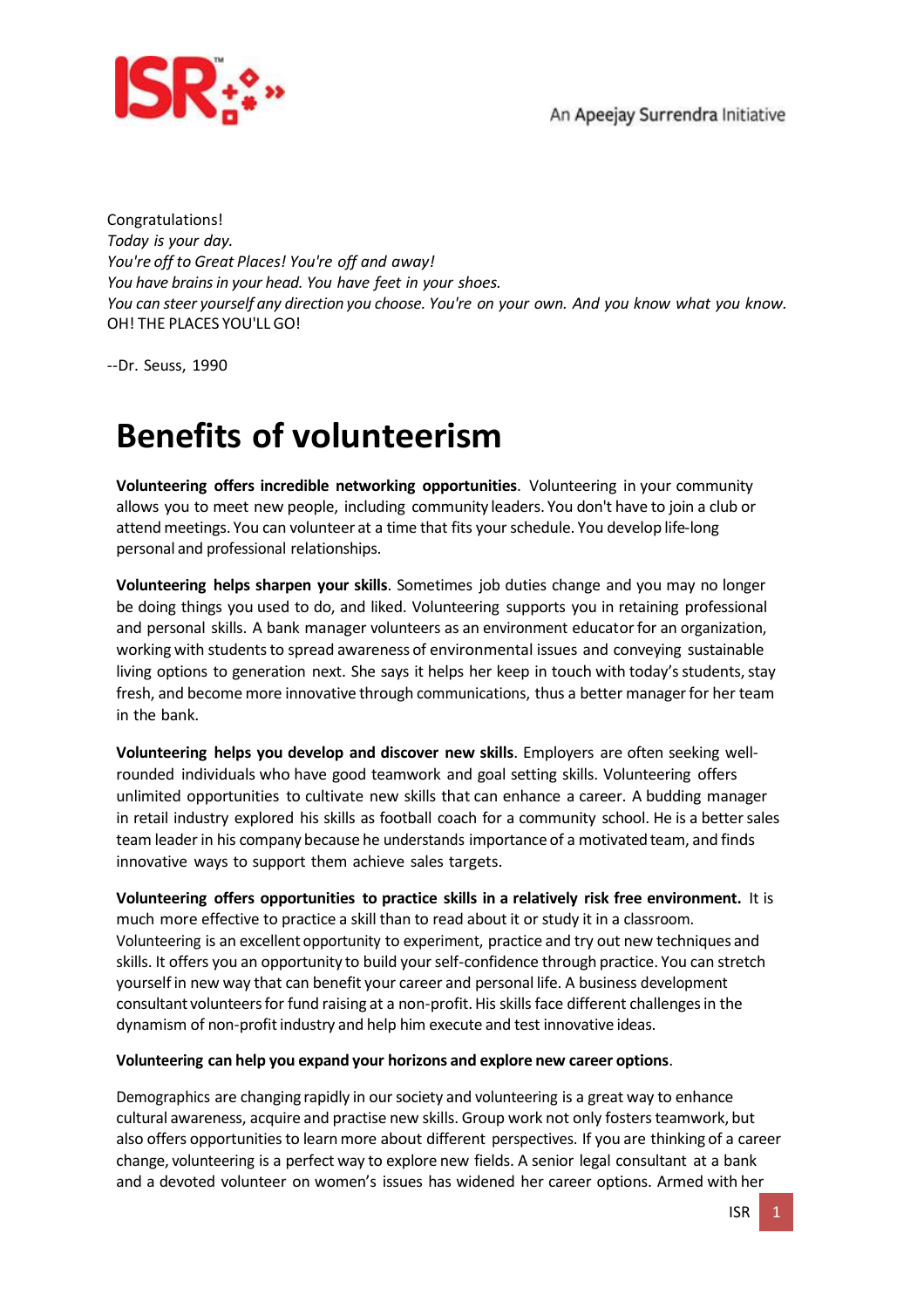Congratulations!
*Today is your day.*
*You're off to Great Places! You're off and away!*
*You have brains in your head. You have feet in your shoes.*
*You can steer yourself any direction you choose. You're on your own. And you know what you know.*
OH! THE PLACES YOU'LL GO!

--Dr. Seuss, 1990

# Benefits of volunteerism

**Volunteering offers incredible networking opportunities**. Volunteering in your community allows you to meet new people, including community leaders. You don't have to join a club or attend meetings. You can volunteer at a time that fits your schedule. You develop life-long personal and professional relationships.

**Volunteering helps sharpen your skills**. Sometimes job duties change and you may no longer be doing things you used to do, and liked. Volunteering supports you in retaining professional and personal skills. A bank manager volunteers as an environment educator for an organization, working with students to spread awareness of environmental issues and conveying sustainable living options to generation next. She says it helps her keep in touch with today's students, stay fresh, and become more innovative through communications, thus a better manager for her team in the bank.

**Volunteering helps you develop and discover new skills**. Employers are often seeking well-rounded individuals who have good teamwork and goal setting skills. Volunteering offers unlimited opportunities to cultivate new skills that can enhance a career. A budding manager in retail industry explored his skills as football coach for a community school. He is a better sales team leader in his company because he understands importance of a motivated team, and finds innovative ways to support them achieve sales targets.

**Volunteering offers opportunities to practice skills in a relatively risk free environment.** It is much more effective to practice a skill than to read about it or study it in a classroom. Volunteering is an excellent opportunity to experiment, practice and try out new techniques and skills. It offers you an opportunity to build your self-confidence through practice. You can stretch yourself in new way that can benefit your career and personal life. A business development consultant volunteers for fund raising at a non-profit. His skills face different challenges in the dynamism of non-profit industry and help him execute and test innovative ideas.

**Volunteering can help you expand your horizons and explore new career options**.

Demographics are changing rapidly in our society and volunteering is a great way to enhance cultural awareness, acquire and practise new skills. Group work not only fosters teamwork, but also offers opportunities to learn more about different perspectives. If you are thinking of a career change, volunteering is a perfect way to explore new fields. A senior legal consultant at a bank and a devoted volunteer on women's issues has widened her career options. Armed with her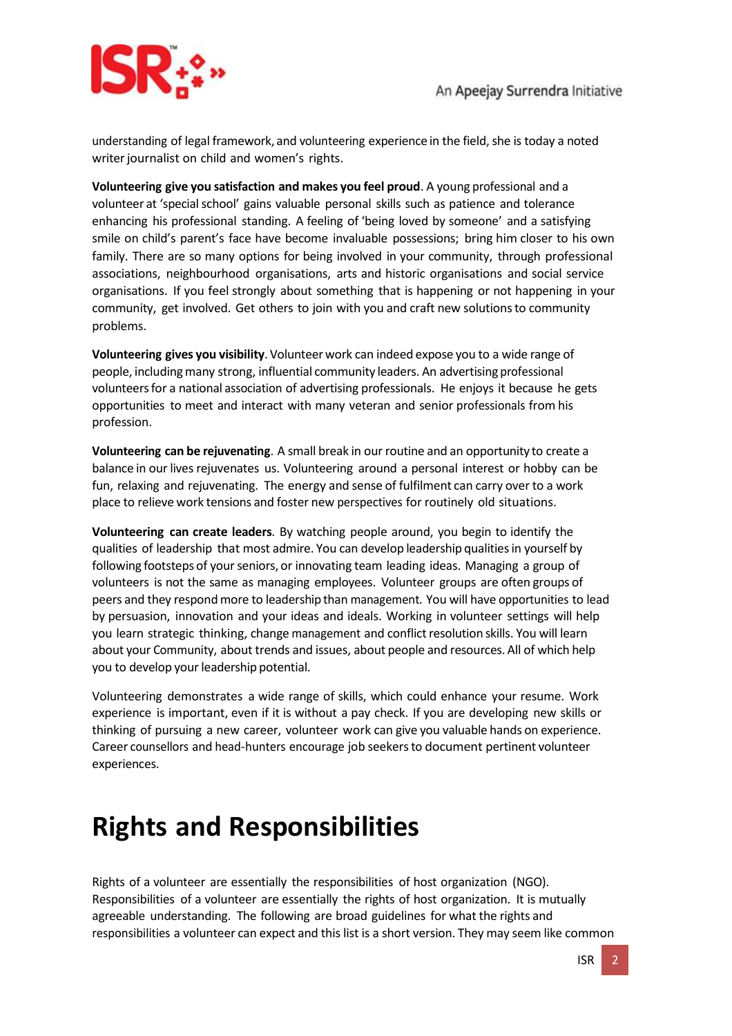understanding of legal framework, and volunteering experience in the field, she is today a noted writer journalist on child and women's rights.

**Volunteering give you satisfaction and makes you feel proud**. A young professional and a volunteer at 'special school' gains valuable personal skills such as patience and tolerance enhancing his professional standing. A feeling of 'being loved by someone' and a satisfying smile on child's parent's face have become invaluable possessions; bring him closer to his own family. There are so many options for being involved in your community, through professional associations, neighbourhood organisations, arts and historic organisations and social service organisations. If you feel strongly about something that is happening or not happening in your community, get involved. Get others to join with you and craft new solutions to community problems.

**Volunteering gives you visibility**. Volunteer work can indeed expose you to a wide range of people, including many strong, influential community leaders. An advertising professional volunteers for a national association of advertising professionals. He enjoys it because he gets opportunities to meet and interact with many veteran and senior professionals from his profession.

**Volunteering can be rejuvenating**. A small break in our routine and an opportunity to create a balance in our lives rejuvenates us. Volunteering around a personal interest or hobby can be fun, relaxing and rejuvenating. The energy and sense of fulfilment can carry over to a work place to relieve work tensions and foster new perspectives for routinely old situations.

**Volunteering can create leaders**. By watching people around, you begin to identify the qualities of leadership that most admire. You can develop leadership qualities in yourself by following footsteps of your seniors, or innovating team leading ideas. Managing a group of volunteers is not the same as managing employees. Volunteer groups are often groups of peers and they respond more to leadership than management. You will have opportunities to lead by persuasion, innovation and your ideas and ideals. Working in volunteer settings will help you learn strategic thinking, change management and conflict resolution skills. You will learn about your Community, about trends and issues, about people and resources. All of which help you to develop your leadership potential.

Volunteering demonstrates a wide range of skills, which could enhance your resume. Work experience is important, even if it is without a pay check. If you are developing new skills or thinking of pursuing a new career, volunteer work can give you valuable hands on experience. Career counsellors and head-hunters encourage job seekers to document pertinent volunteer experiences.

# Rights and Responsibilities

Rights of a volunteer are essentially the responsibilities of host organization (NGO). Responsibilities of a volunteer are essentially the rights of host organization. It is mutually agreeable understanding. The following are broad guidelines for what the rights and responsibilities a volunteer can expect and this list is a short version. They may seem like common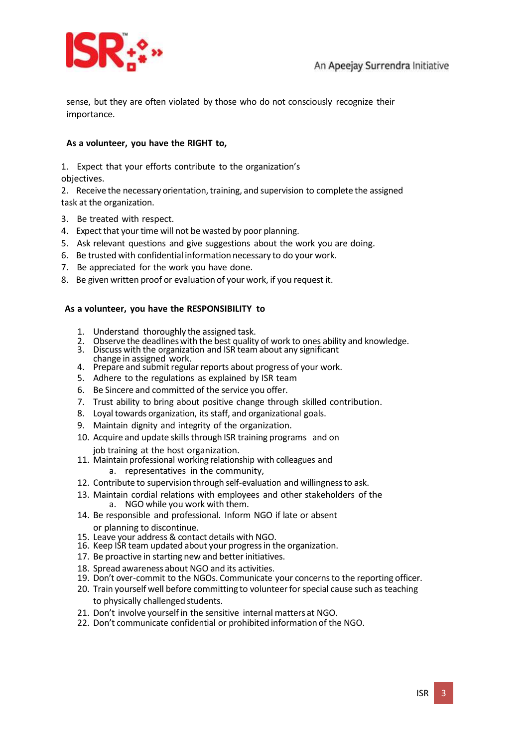sense, but they are often violated by those who do not consciously recognize their importance.

**As a volunteer, you have the RIGHT to,**

1. Expect that your efforts contribute to the organization's objectives.
2. Receive the necessary orientation, training, and supervision to complete the assigned task at the organization.
3. Be treated with respect.
4. Expect that your time will not be wasted by poor planning.
5. Ask relevant questions and give suggestions about the work you are doing.
6. Be trusted with confidential information necessary to do your work.
7. Be appreciated for the work you have done.
8. Be given written proof or evaluation of your work, if you request it.

**As a volunteer, you have the RESPONSIBILITY to**

1. Understand thoroughly the assigned task.
2. Observe the deadlines with the best quality of work to ones ability and knowledge.
3. Discuss with the organization and ISR team about any significant change in assigned work.
4. Prepare and submit regular reports about progress of your work.
5. Adhere to the regulations as explained by ISR team
6. Be Sincere and committed of the service you offer.
7. Trust ability to bring about positive change through skilled contribution.
8. Loyal towards organization, its staff, and organizational goals.
9. Maintain dignity and integrity of the organization.
10. Acquire and update skills through ISR training programs and on job training at the host organization.
11. Maintain professional working relationship with colleagues and
    a. representatives in the community,
12. Contribute to supervision through self-evaluation and willingness to ask.
13. Maintain cordial relations with employees and other stakeholders of the
    a. NGO while you work with them.
14. Be responsible and professional. Inform NGO if late or absent or planning to discontinue.
15. Leave your address & contact details with NGO.
16. Keep ISR team updated about your progress in the organization.
17. Be proactive in starting new and better initiatives.
18. Spread awareness about NGO and its activities.
19. Don't over-commit to the NGOs. Communicate your concerns to the reporting officer.
20. Train yourself well before committing to volunteer for special cause such as teaching to physically challenged students.
21. Don't involve yourself in the sensitive internal matters at NGO.
22. Don't communicate confidential or prohibited information of the NGO.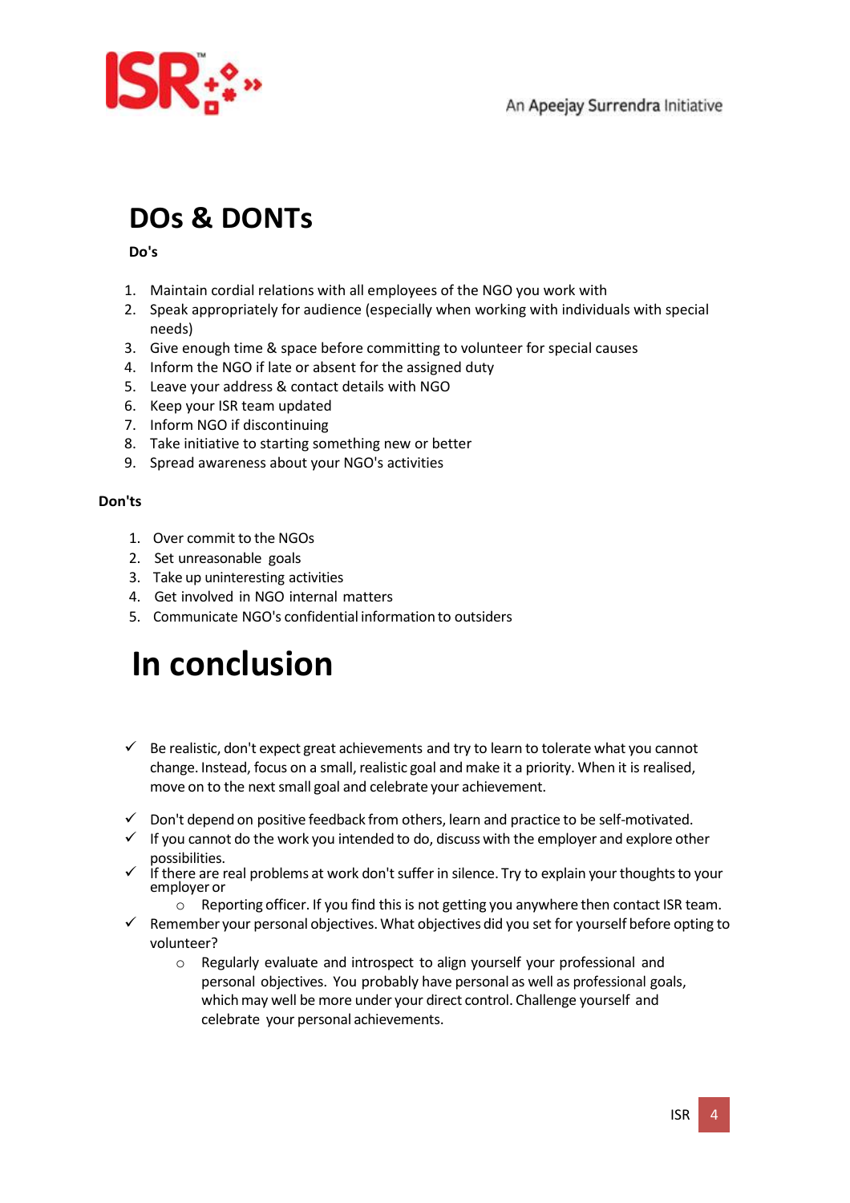# DOs & DONTs

**Do's**

1. Maintain cordial relations with all employees of the NGO you work with
2. Speak appropriately for audience (especially when working with individuals with special needs)
3. Give enough time & space before committing to volunteer for special causes
4. Inform the NGO if late or absent for the assigned duty
5. Leave your address & contact details with NGO
6. Keep your ISR team updated
7. Inform NGO if discontinuing
8. Take initiative to starting something new or better
9. Spread awareness about your NGO's activities

**Don'ts**

1. Over commit to the NGOs
2. Set unreasonable goals
3. Take up uninteresting activities
4. Get involved in NGO internal matters
5. Communicate NGO's confidential information to outsiders

# In conclusion

- ✓ Be realistic, don't expect great achievements and try to learn to tolerate what you cannot change. Instead, focus on a small, realistic goal and make it a priority. When it is realised, move on to the next small goal and celebrate your achievement.
- ✓ Don't depend on positive feedback from others, learn and practice to be self-motivated.
- ✓ If you cannot do the work you intended to do, discuss with the employer and explore other possibilities.
- ✓ If there are real problems at work don't suffer in silence. Try to explain your thoughts to your employer or
  - Reporting officer. If you find this is not getting you anywhere then contact ISR team.
- ✓ Remember your personal objectives. What objectives did you set for yourself before opting to volunteer?
  - Regularly evaluate and introspect to align yourself your professional and personal objectives. You probably have personal as well as professional goals, which may well be more under your direct control. Challenge yourself and celebrate your personal achievements.